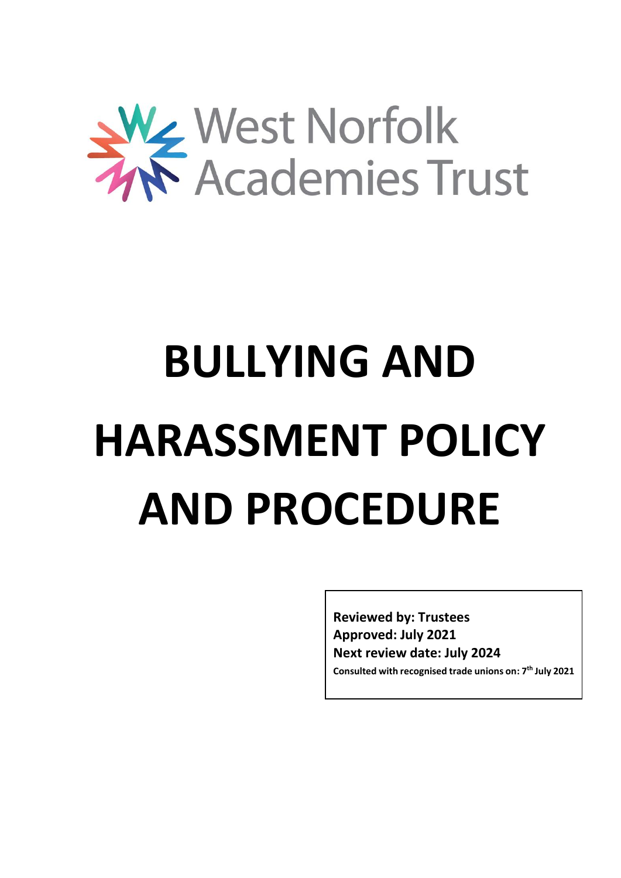West Norfolk Academies Trust

# BULLYING AND HARASSMENT POLICY AND PROCEDURE

**Reviewed by: Trustees**
**Approved: July 2021**
**Next review date: July 2024**
**Consulted with recognised trade unions on: 7th July 2021**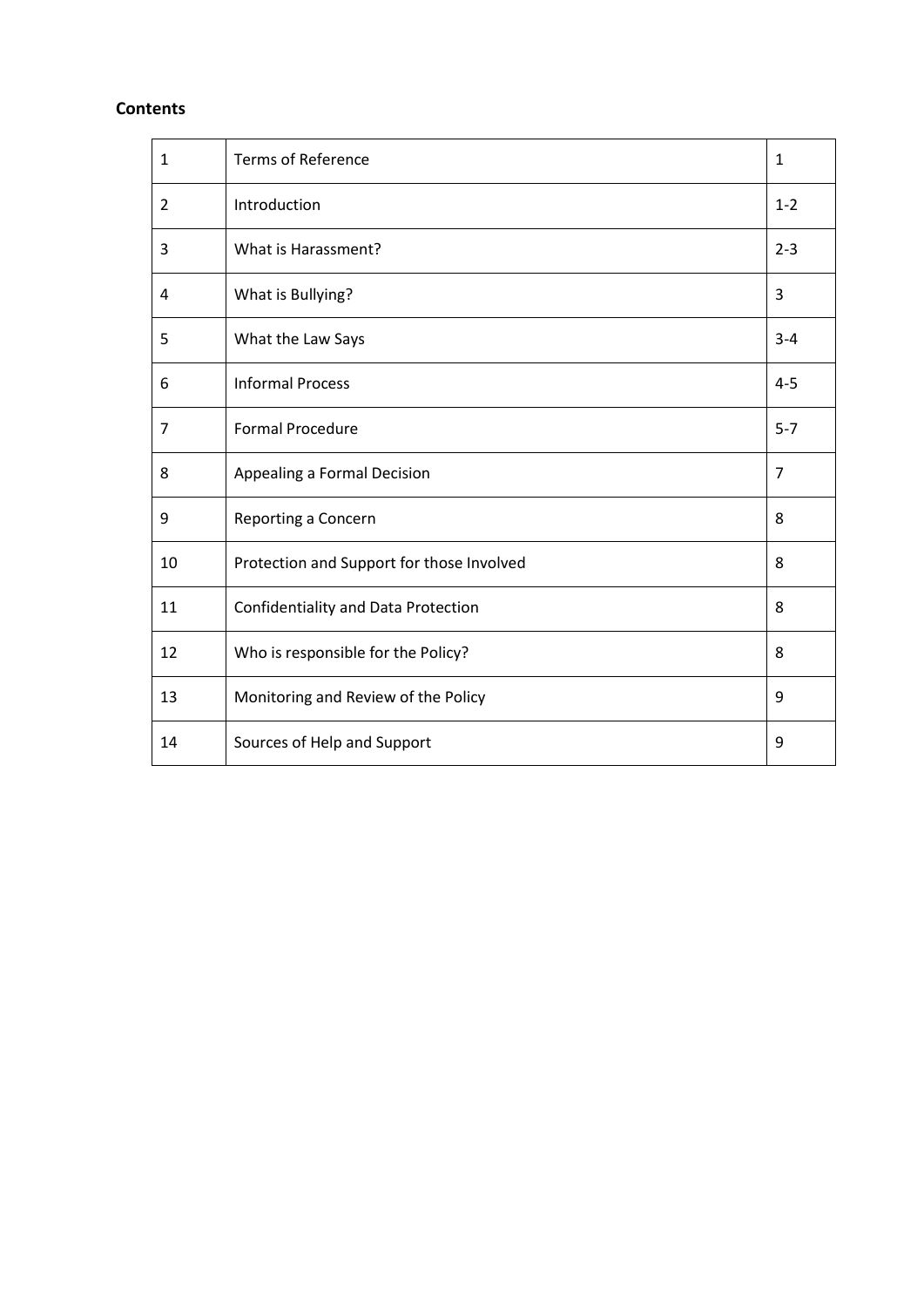**Contents**

| | | |
|---|---|---|
| 1 | Terms of Reference | 1 |
| 2 | Introduction | 1-2 |
| 3 | What is Harassment? | 2-3 |
| 4 | What is Bullying? | 3 |
| 5 | What the Law Says | 3-4 |
| 6 | Informal Process | 4-5 |
| 7 | Formal Procedure | 5-7 |
| 8 | Appealing a Formal Decision | 7 |
| 9 | Reporting a Concern | 8 |
| 10 | Protection and Support for those Involved | 8 |
| 11 | Confidentiality and Data Protection | 8 |
| 12 | Who is responsible for the Policy? | 8 |
| 13 | Monitoring and Review of the Policy | 9 |
| 14 | Sources of Help and Support | 9 |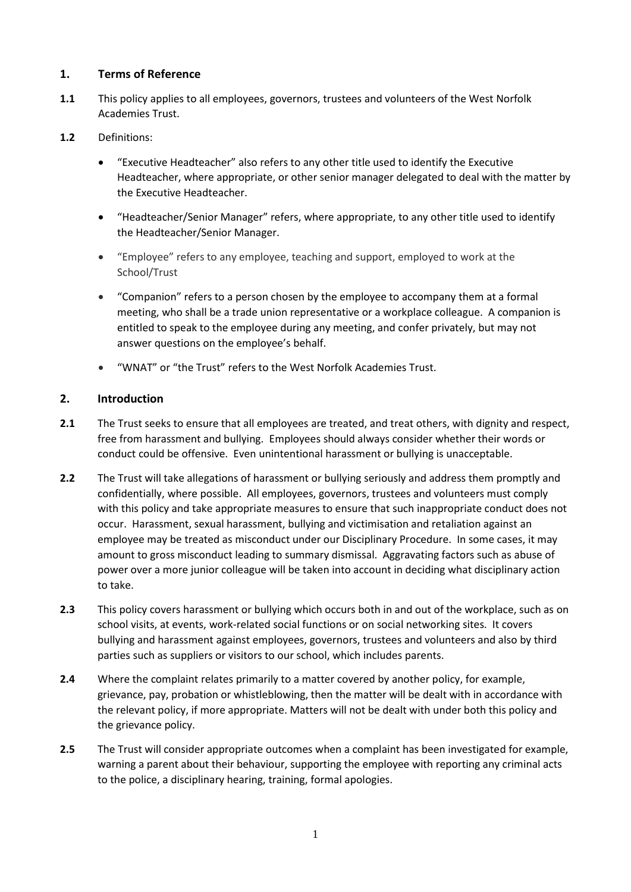## 1. Terms of Reference

**1.1** This policy applies to all employees, governors, trustees and volunteers of the West Norfolk Academies Trust.

**1.2** Definitions:

- "Executive Headteacher" also refers to any other title used to identify the Executive Headteacher, where appropriate, or other senior manager delegated to deal with the matter by the Executive Headteacher.
- "Headteacher/Senior Manager" refers, where appropriate, to any other title used to identify the Headteacher/Senior Manager.
- "Employee" refers to any employee, teaching and support, employed to work at the School/Trust
- "Companion" refers to a person chosen by the employee to accompany them at a formal meeting, who shall be a trade union representative or a workplace colleague. A companion is entitled to speak to the employee during any meeting, and confer privately, but may not answer questions on the employee's behalf.
- "WNAT" or "the Trust" refers to the West Norfolk Academies Trust.

## 2. Introduction

**2.1** The Trust seeks to ensure that all employees are treated, and treat others, with dignity and respect, free from harassment and bullying. Employees should always consider whether their words or conduct could be offensive. Even unintentional harassment or bullying is unacceptable.

**2.2** The Trust will take allegations of harassment or bullying seriously and address them promptly and confidentially, where possible. All employees, governors, trustees and volunteers must comply with this policy and take appropriate measures to ensure that such inappropriate conduct does not occur. Harassment, sexual harassment, bullying and victimisation and retaliation against an employee may be treated as misconduct under our Disciplinary Procedure. In some cases, it may amount to gross misconduct leading to summary dismissal. Aggravating factors such as abuse of power over a more junior colleague will be taken into account in deciding what disciplinary action to take.

**2.3** This policy covers harassment or bullying which occurs both in and out of the workplace, such as on school visits, at events, work-related social functions or on social networking sites. It covers bullying and harassment against employees, governors, trustees and volunteers and also by third parties such as suppliers or visitors to our school, which includes parents.

**2.4** Where the complaint relates primarily to a matter covered by another policy, for example, grievance, pay, probation or whistleblowing, then the matter will be dealt with in accordance with the relevant policy, if more appropriate. Matters will not be dealt with under both this policy and the grievance policy.

**2.5** The Trust will consider appropriate outcomes when a complaint has been investigated for example, warning a parent about their behaviour, supporting the employee with reporting any criminal acts to the police, a disciplinary hearing, training, formal apologies.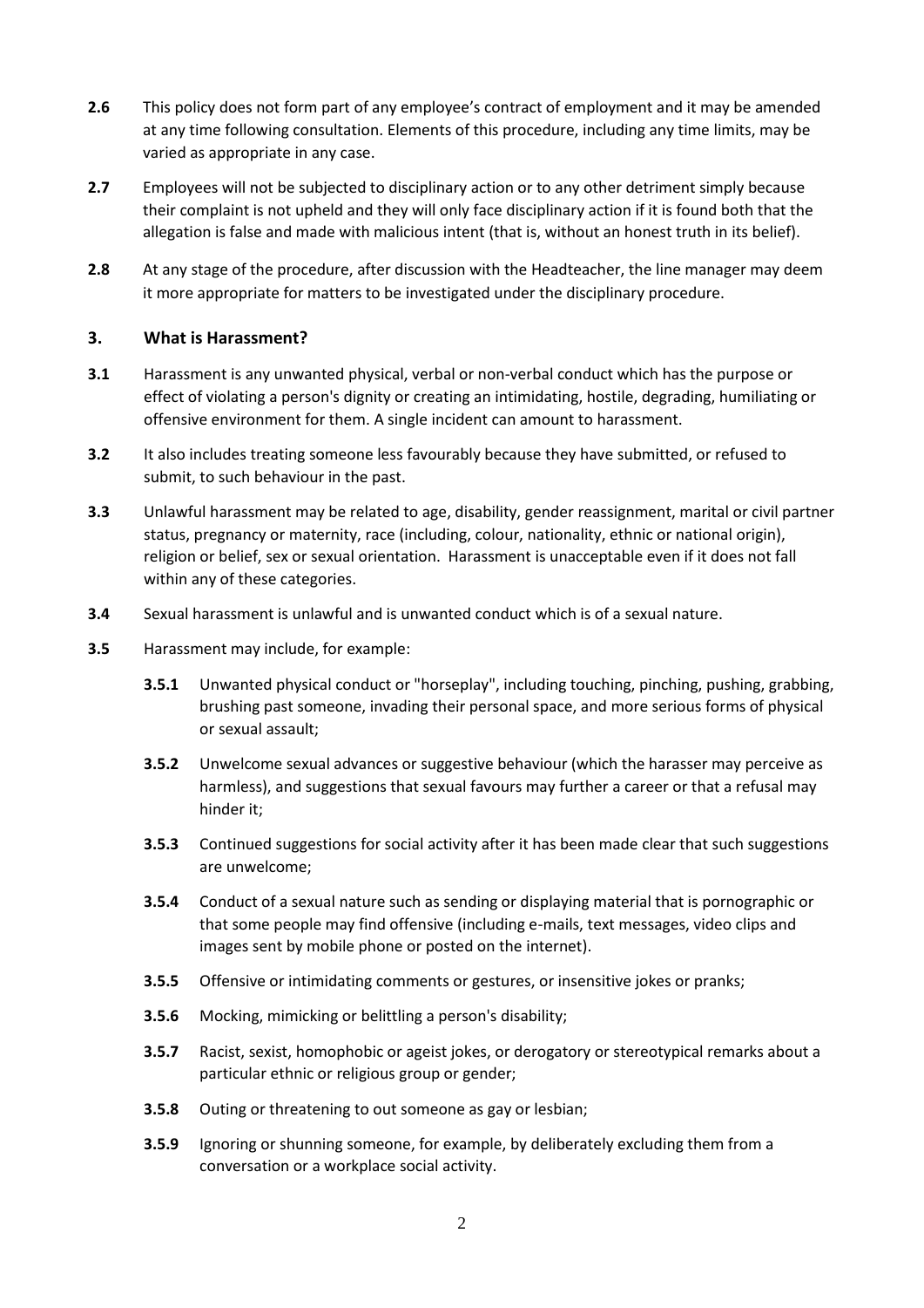**2.6** This policy does not form part of any employee's contract of employment and it may be amended at any time following consultation. Elements of this procedure, including any time limits, may be varied as appropriate in any case.

**2.7** Employees will not be subjected to disciplinary action or to any other detriment simply because their complaint is not upheld and they will only face disciplinary action if it is found both that the allegation is false and made with malicious intent (that is, without an honest truth in its belief).

**2.8** At any stage of the procedure, after discussion with the Headteacher, the line manager may deem it more appropriate for matters to be investigated under the disciplinary procedure.

## 3. What is Harassment?

**3.1** Harassment is any unwanted physical, verbal or non-verbal conduct which has the purpose or effect of violating a person's dignity or creating an intimidating, hostile, degrading, humiliating or offensive environment for them. A single incident can amount to harassment.

**3.2** It also includes treating someone less favourably because they have submitted, or refused to submit, to such behaviour in the past.

**3.3** Unlawful harassment may be related to age, disability, gender reassignment, marital or civil partner status, pregnancy or maternity, race (including, colour, nationality, ethnic or national origin), religion or belief, sex or sexual orientation. Harassment is unacceptable even if it does not fall within any of these categories.

**3.4** Sexual harassment is unlawful and is unwanted conduct which is of a sexual nature.

**3.5** Harassment may include, for example:

**3.5.1** Unwanted physical conduct or "horseplay", including touching, pinching, pushing, grabbing, brushing past someone, invading their personal space, and more serious forms of physical or sexual assault;

**3.5.2** Unwelcome sexual advances or suggestive behaviour (which the harasser may perceive as harmless), and suggestions that sexual favours may further a career or that a refusal may hinder it;

**3.5.3** Continued suggestions for social activity after it has been made clear that such suggestions are unwelcome;

**3.5.4** Conduct of a sexual nature such as sending or displaying material that is pornographic or that some people may find offensive (including e-mails, text messages, video clips and images sent by mobile phone or posted on the internet).

**3.5.5** Offensive or intimidating comments or gestures, or insensitive jokes or pranks;

**3.5.6** Mocking, mimicking or belittling a person's disability;

**3.5.7** Racist, sexist, homophobic or ageist jokes, or derogatory or stereotypical remarks about a particular ethnic or religious group or gender;

**3.5.8** Outing or threatening to out someone as gay or lesbian;

**3.5.9** Ignoring or shunning someone, for example, by deliberately excluding them from a conversation or a workplace social activity.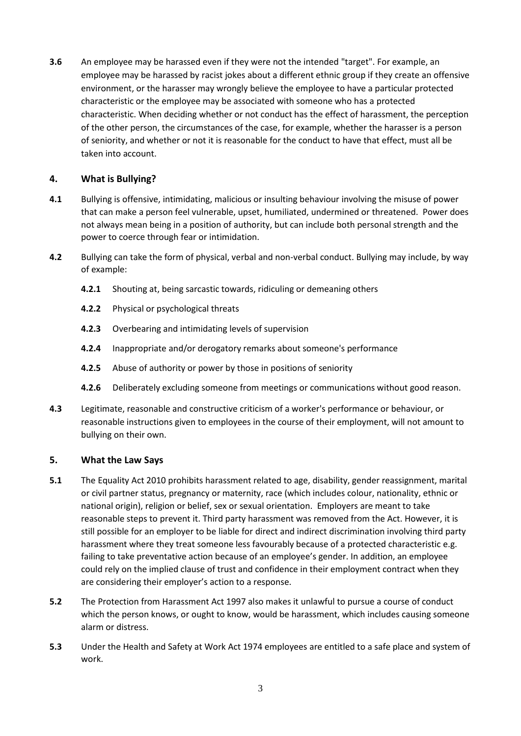**3.6** An employee may be harassed even if they were not the intended "target". For example, an employee may be harassed by racist jokes about a different ethnic group if they create an offensive environment, or the harasser may wrongly believe the employee to have a particular protected characteristic or the employee may be associated with someone who has a protected characteristic. When deciding whether or not conduct has the effect of harassment, the perception of the other person, the circumstances of the case, for example, whether the harasser is a person of seniority, and whether or not it is reasonable for the conduct to have that effect, must all be taken into account.

## 4. What is Bullying?

**4.1** Bullying is offensive, intimidating, malicious or insulting behaviour involving the misuse of power that can make a person feel vulnerable, upset, humiliated, undermined or threatened. Power does not always mean being in a position of authority, but can include both personal strength and the power to coerce through fear or intimidation.

**4.2** Bullying can take the form of physical, verbal and non-verbal conduct. Bullying may include, by way of example:

- **4.2.1** Shouting at, being sarcastic towards, ridiculing or demeaning others
- **4.2.2** Physical or psychological threats
- **4.2.3** Overbearing and intimidating levels of supervision
- **4.2.4** Inappropriate and/or derogatory remarks about someone's performance
- **4.2.5** Abuse of authority or power by those in positions of seniority
- **4.2.6** Deliberately excluding someone from meetings or communications without good reason.

**4.3** Legitimate, reasonable and constructive criticism of a worker's performance or behaviour, or reasonable instructions given to employees in the course of their employment, will not amount to bullying on their own.

## 5. What the Law Says

**5.1** The Equality Act 2010 prohibits harassment related to age, disability, gender reassignment, marital or civil partner status, pregnancy or maternity, race (which includes colour, nationality, ethnic or national origin), religion or belief, sex or sexual orientation. Employers are meant to take reasonable steps to prevent it. Third party harassment was removed from the Act. However, it is still possible for an employer to be liable for direct and indirect discrimination involving third party harassment where they treat someone less favourably because of a protected characteristic e.g. failing to take preventative action because of an employee's gender. In addition, an employee could rely on the implied clause of trust and confidence in their employment contract when they are considering their employer's action to a response.

**5.2** The Protection from Harassment Act 1997 also makes it unlawful to pursue a course of conduct which the person knows, or ought to know, would be harassment, which includes causing someone alarm or distress.

**5.3** Under the Health and Safety at Work Act 1974 employees are entitled to a safe place and system of work.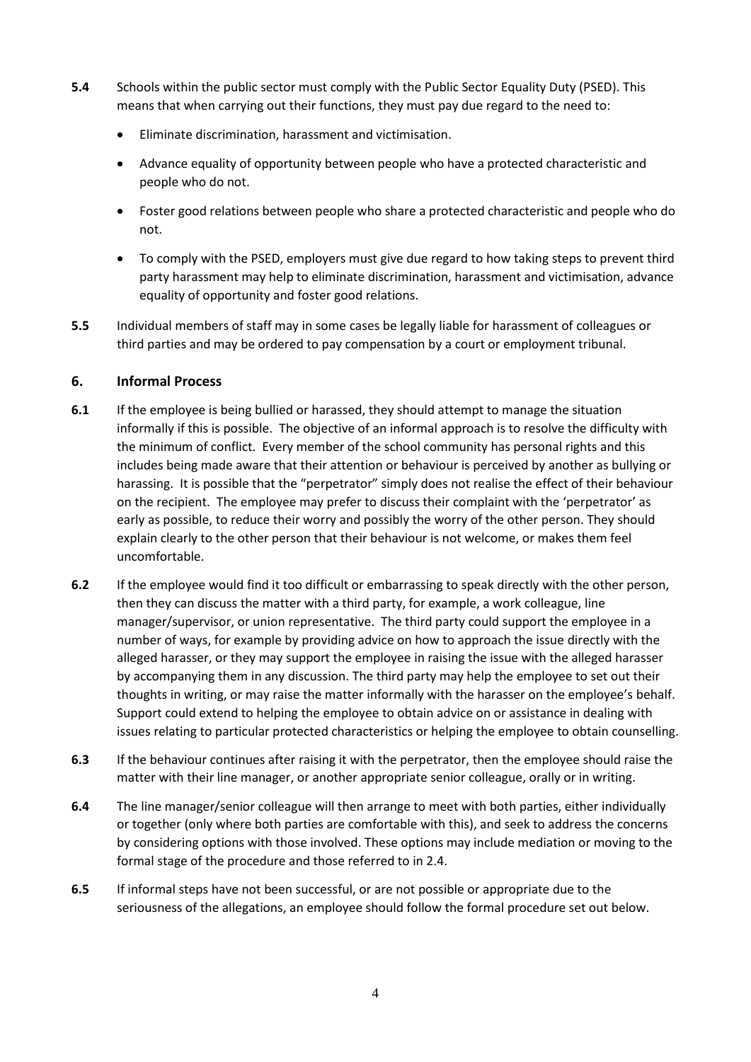**5.4** Schools within the public sector must comply with the Public Sector Equality Duty (PSED). This means that when carrying out their functions, they must pay due regard to the need to:

- Eliminate discrimination, harassment and victimisation.
- Advance equality of opportunity between people who have a protected characteristic and people who do not.
- Foster good relations between people who share a protected characteristic and people who do not.
- To comply with the PSED, employers must give due regard to how taking steps to prevent third party harassment may help to eliminate discrimination, harassment and victimisation, advance equality of opportunity and foster good relations.

**5.5** Individual members of staff may in some cases be legally liable for harassment of colleagues or third parties and may be ordered to pay compensation by a court or employment tribunal.

## 6. Informal Process

**6.1** If the employee is being bullied or harassed, they should attempt to manage the situation informally if this is possible. The objective of an informal approach is to resolve the difficulty with the minimum of conflict. Every member of the school community has personal rights and this includes being made aware that their attention or behaviour is perceived by another as bullying or harassing. It is possible that the "perpetrator" simply does not realise the effect of their behaviour on the recipient. The employee may prefer to discuss their complaint with the 'perpetrator' as early as possible, to reduce their worry and possibly the worry of the other person. They should explain clearly to the other person that their behaviour is not welcome, or makes them feel uncomfortable.

**6.2** If the employee would find it too difficult or embarrassing to speak directly with the other person, then they can discuss the matter with a third party, for example, a work colleague, line manager/supervisor, or union representative. The third party could support the employee in a number of ways, for example by providing advice on how to approach the issue directly with the alleged harasser, or they may support the employee in raising the issue with the alleged harasser by accompanying them in any discussion. The third party may help the employee to set out their thoughts in writing, or may raise the matter informally with the harasser on the employee's behalf. Support could extend to helping the employee to obtain advice on or assistance in dealing with issues relating to particular protected characteristics or helping the employee to obtain counselling.

**6.3** If the behaviour continues after raising it with the perpetrator, then the employee should raise the matter with their line manager, or another appropriate senior colleague, orally or in writing.

**6.4** The line manager/senior colleague will then arrange to meet with both parties, either individually or together (only where both parties are comfortable with this), and seek to address the concerns by considering options with those involved. These options may include mediation or moving to the formal stage of the procedure and those referred to in 2.4.

**6.5** If informal steps have not been successful, or are not possible or appropriate due to the seriousness of the allegations, an employee should follow the formal procedure set out below.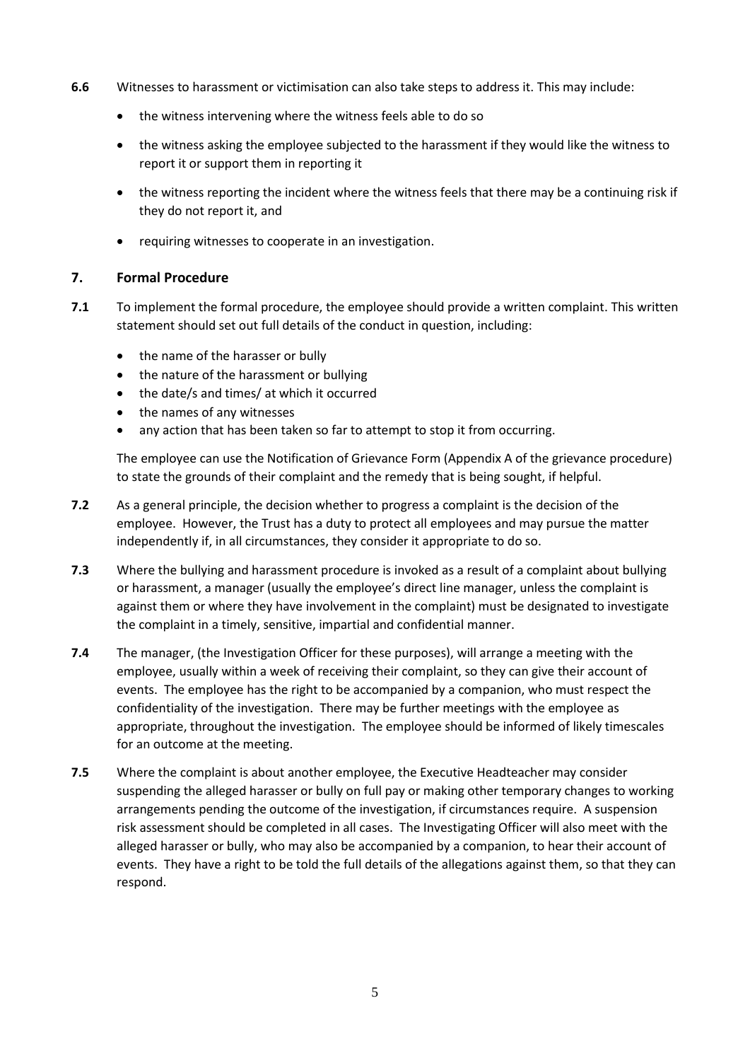**6.6** Witnesses to harassment or victimisation can also take steps to address it. This may include:

- the witness intervening where the witness feels able to do so
- the witness asking the employee subjected to the harassment if they would like the witness to report it or support them in reporting it
- the witness reporting the incident where the witness feels that there may be a continuing risk if they do not report it, and
- requiring witnesses to cooperate in an investigation.

## 7. Formal Procedure

**7.1** To implement the formal procedure, the employee should provide a written complaint. This written statement should set out full details of the conduct in question, including:

- the name of the harasser or bully
- the nature of the harassment or bullying
- the date/s and times/ at which it occurred
- the names of any witnesses
- any action that has been taken so far to attempt to stop it from occurring.

The employee can use the Notification of Grievance Form (Appendix A of the grievance procedure) to state the grounds of their complaint and the remedy that is being sought, if helpful.

**7.2** As a general principle, the decision whether to progress a complaint is the decision of the employee. However, the Trust has a duty to protect all employees and may pursue the matter independently if, in all circumstances, they consider it appropriate to do so.

**7.3** Where the bullying and harassment procedure is invoked as a result of a complaint about bullying or harassment, a manager (usually the employee's direct line manager, unless the complaint is against them or where they have involvement in the complaint) must be designated to investigate the complaint in a timely, sensitive, impartial and confidential manner.

**7.4** The manager, (the Investigation Officer for these purposes), will arrange a meeting with the employee, usually within a week of receiving their complaint, so they can give their account of events. The employee has the right to be accompanied by a companion, who must respect the confidentiality of the investigation. There may be further meetings with the employee as appropriate, throughout the investigation. The employee should be informed of likely timescales for an outcome at the meeting.

**7.5** Where the complaint is about another employee, the Executive Headteacher may consider suspending the alleged harasser or bully on full pay or making other temporary changes to working arrangements pending the outcome of the investigation, if circumstances require. A suspension risk assessment should be completed in all cases. The Investigating Officer will also meet with the alleged harasser or bully, who may also be accompanied by a companion, to hear their account of events. They have a right to be told the full details of the allegations against them, so that they can respond.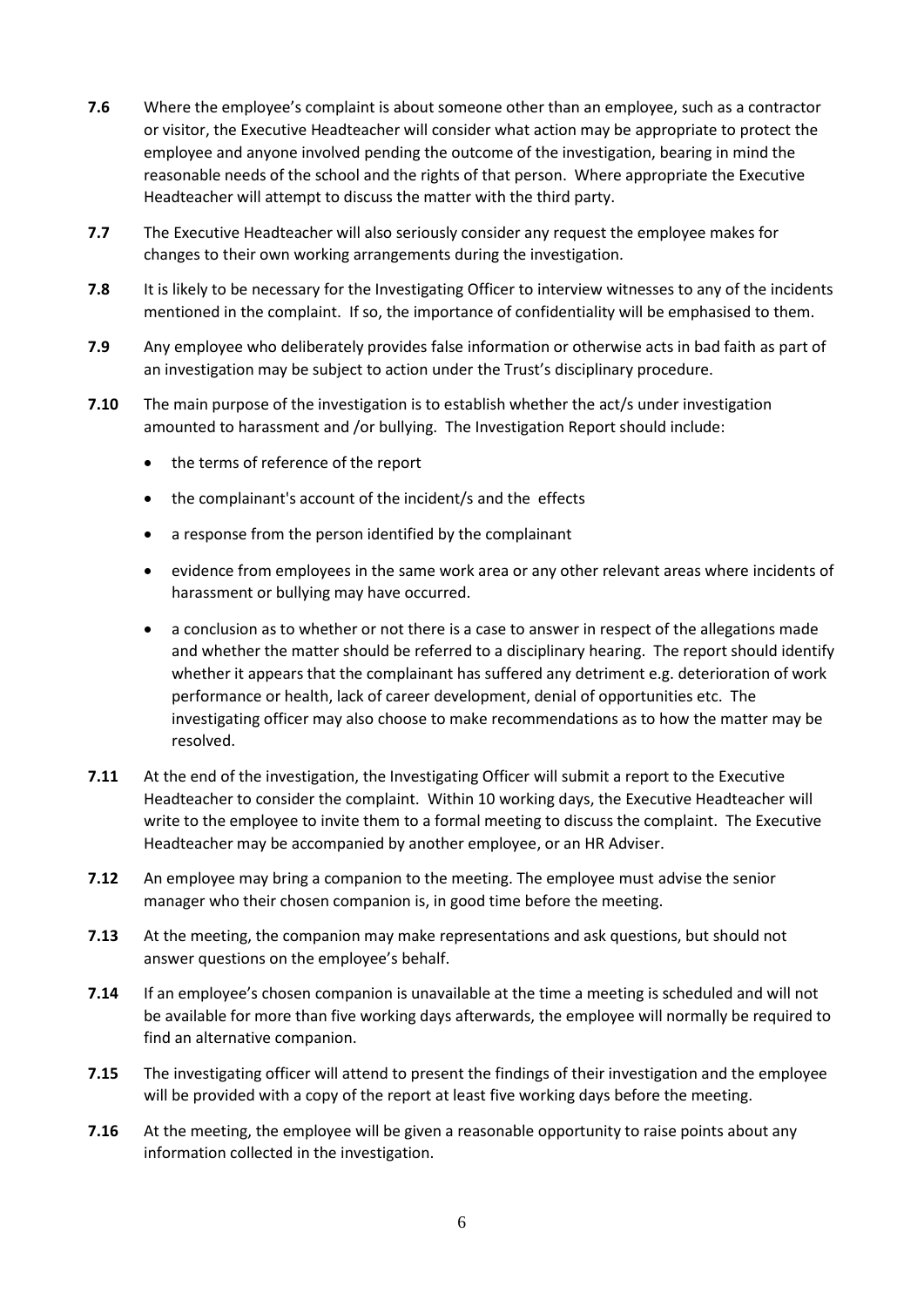**7.6** Where the employee's complaint is about someone other than an employee, such as a contractor or visitor, the Executive Headteacher will consider what action may be appropriate to protect the employee and anyone involved pending the outcome of the investigation, bearing in mind the reasonable needs of the school and the rights of that person. Where appropriate the Executive Headteacher will attempt to discuss the matter with the third party.

**7.7** The Executive Headteacher will also seriously consider any request the employee makes for changes to their own working arrangements during the investigation.

**7.8** It is likely to be necessary for the Investigating Officer to interview witnesses to any of the incidents mentioned in the complaint. If so, the importance of confidentiality will be emphasised to them.

**7.9** Any employee who deliberately provides false information or otherwise acts in bad faith as part of an investigation may be subject to action under the Trust's disciplinary procedure.

**7.10** The main purpose of the investigation is to establish whether the act/s under investigation amounted to harassment and /or bullying. The Investigation Report should include:

- the terms of reference of the report
- the complainant's account of the incident/s and the effects
- a response from the person identified by the complainant
- evidence from employees in the same work area or any other relevant areas where incidents of harassment or bullying may have occurred.
- a conclusion as to whether or not there is a case to answer in respect of the allegations made and whether the matter should be referred to a disciplinary hearing. The report should identify whether it appears that the complainant has suffered any detriment e.g. deterioration of work performance or health, lack of career development, denial of opportunities etc. The investigating officer may also choose to make recommendations as to how the matter may be resolved.

**7.11** At the end of the investigation, the Investigating Officer will submit a report to the Executive Headteacher to consider the complaint. Within 10 working days, the Executive Headteacher will write to the employee to invite them to a formal meeting to discuss the complaint. The Executive Headteacher may be accompanied by another employee, or an HR Adviser.

**7.12** An employee may bring a companion to the meeting. The employee must advise the senior manager who their chosen companion is, in good time before the meeting.

**7.13** At the meeting, the companion may make representations and ask questions, but should not answer questions on the employee's behalf.

**7.14** If an employee's chosen companion is unavailable at the time a meeting is scheduled and will not be available for more than five working days afterwards, the employee will normally be required to find an alternative companion.

**7.15** The investigating officer will attend to present the findings of their investigation and the employee will be provided with a copy of the report at least five working days before the meeting.

**7.16** At the meeting, the employee will be given a reasonable opportunity to raise points about any information collected in the investigation.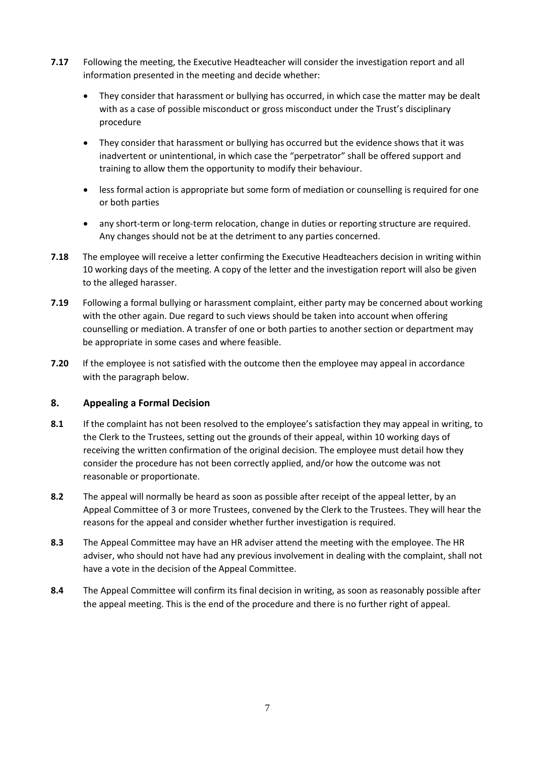**7.17** Following the meeting, the Executive Headteacher will consider the investigation report and all information presented in the meeting and decide whether:

- They consider that harassment or bullying has occurred, in which case the matter may be dealt with as a case of possible misconduct or gross misconduct under the Trust's disciplinary procedure
- They consider that harassment or bullying has occurred but the evidence shows that it was inadvertent or unintentional, in which case the "perpetrator" shall be offered support and training to allow them the opportunity to modify their behaviour.
- less formal action is appropriate but some form of mediation or counselling is required for one or both parties
- any short-term or long-term relocation, change in duties or reporting structure are required. Any changes should not be at the detriment to any parties concerned.

**7.18** The employee will receive a letter confirming the Executive Headteachers decision in writing within 10 working days of the meeting. A copy of the letter and the investigation report will also be given to the alleged harasser.

**7.19** Following a formal bullying or harassment complaint, either party may be concerned about working with the other again. Due regard to such views should be taken into account when offering counselling or mediation. A transfer of one or both parties to another section or department may be appropriate in some cases and where feasible.

**7.20** If the employee is not satisfied with the outcome then the employee may appeal in accordance with the paragraph below.

## 8. Appealing a Formal Decision

**8.1** If the complaint has not been resolved to the employee's satisfaction they may appeal in writing, to the Clerk to the Trustees, setting out the grounds of their appeal, within 10 working days of receiving the written confirmation of the original decision. The employee must detail how they consider the procedure has not been correctly applied, and/or how the outcome was not reasonable or proportionate.

**8.2** The appeal will normally be heard as soon as possible after receipt of the appeal letter, by an Appeal Committee of 3 or more Trustees, convened by the Clerk to the Trustees. They will hear the reasons for the appeal and consider whether further investigation is required.

**8.3** The Appeal Committee may have an HR adviser attend the meeting with the employee. The HR adviser, who should not have had any previous involvement in dealing with the complaint, shall not have a vote in the decision of the Appeal Committee.

**8.4** The Appeal Committee will confirm its final decision in writing, as soon as reasonably possible after the appeal meeting. This is the end of the procedure and there is no further right of appeal.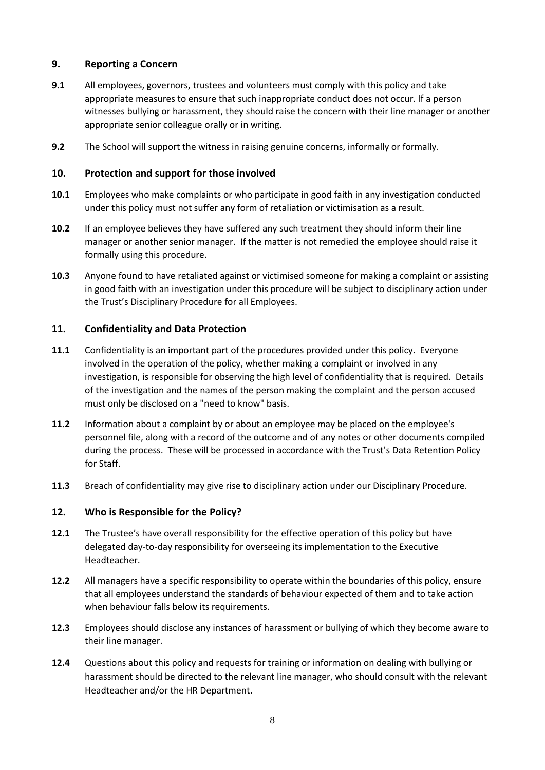## 9. Reporting a Concern

**9.1** All employees, governors, trustees and volunteers must comply with this policy and take appropriate measures to ensure that such inappropriate conduct does not occur. If a person witnesses bullying or harassment, they should raise the concern with their line manager or another appropriate senior colleague orally or in writing.

**9.2** The School will support the witness in raising genuine concerns, informally or formally.

## 10. Protection and support for those involved

**10.1** Employees who make complaints or who participate in good faith in any investigation conducted under this policy must not suffer any form of retaliation or victimisation as a result.

**10.2** If an employee believes they have suffered any such treatment they should inform their line manager or another senior manager. If the matter is not remedied the employee should raise it formally using this procedure.

**10.3** Anyone found to have retaliated against or victimised someone for making a complaint or assisting in good faith with an investigation under this procedure will be subject to disciplinary action under the Trust's Disciplinary Procedure for all Employees.

## 11. Confidentiality and Data Protection

**11.1** Confidentiality is an important part of the procedures provided under this policy. Everyone involved in the operation of the policy, whether making a complaint or involved in any investigation, is responsible for observing the high level of confidentiality that is required. Details of the investigation and the names of the person making the complaint and the person accused must only be disclosed on a "need to know" basis.

**11.2** Information about a complaint by or about an employee may be placed on the employee's personnel file, along with a record of the outcome and of any notes or other documents compiled during the process. These will be processed in accordance with the Trust's Data Retention Policy for Staff.

**11.3** Breach of confidentiality may give rise to disciplinary action under our Disciplinary Procedure.

## 12. Who is Responsible for the Policy?

**12.1** The Trustee's have overall responsibility for the effective operation of this policy but have delegated day-to-day responsibility for overseeing its implementation to the Executive Headteacher.

**12.2** All managers have a specific responsibility to operate within the boundaries of this policy, ensure that all employees understand the standards of behaviour expected of them and to take action when behaviour falls below its requirements.

**12.3** Employees should disclose any instances of harassment or bullying of which they become aware to their line manager.

**12.4** Questions about this policy and requests for training or information on dealing with bullying or harassment should be directed to the relevant line manager, who should consult with the relevant Headteacher and/or the HR Department.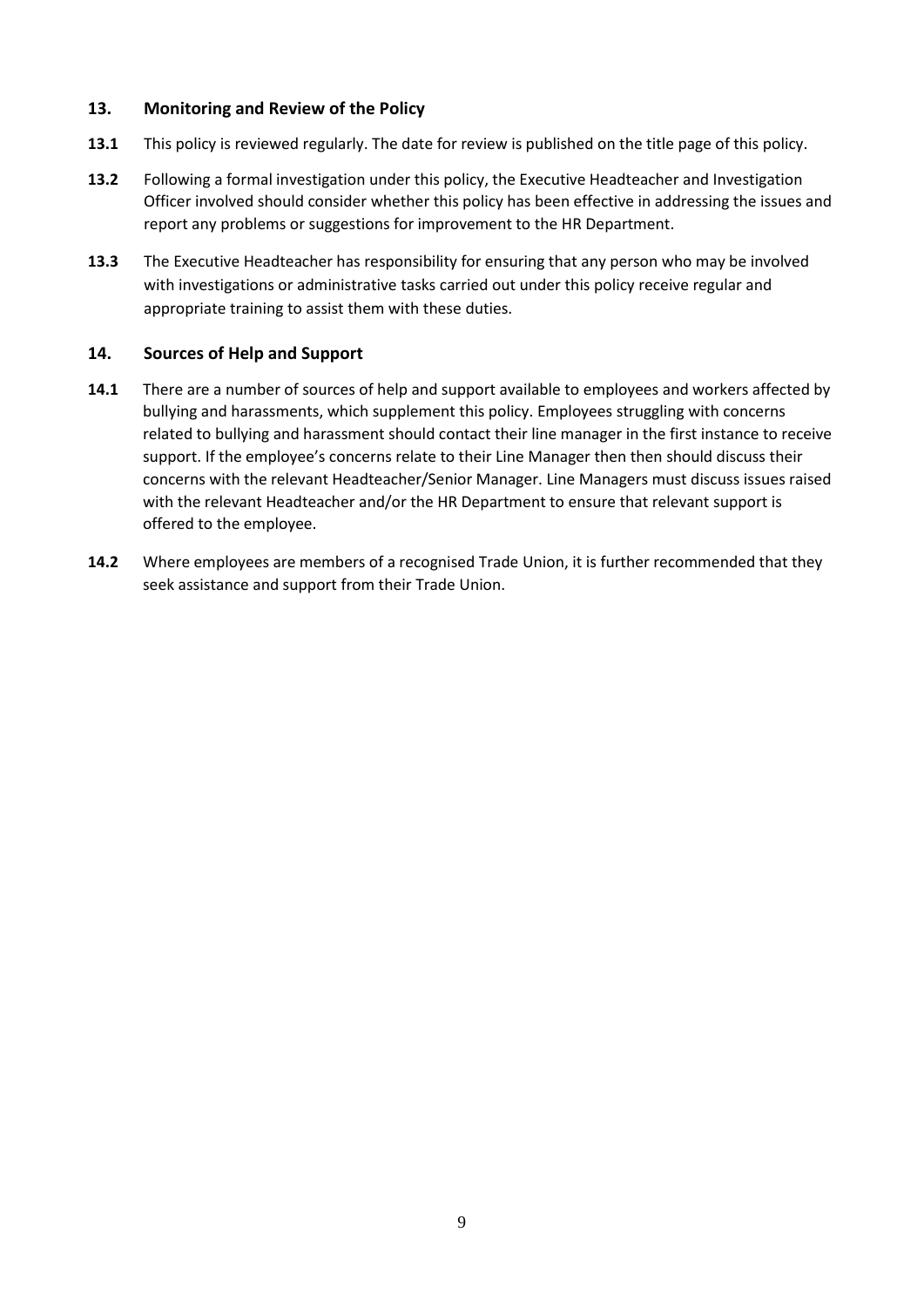## 13. Monitoring and Review of the Policy

**13.1** This policy is reviewed regularly. The date for review is published on the title page of this policy.

**13.2** Following a formal investigation under this policy, the Executive Headteacher and Investigation Officer involved should consider whether this policy has been effective in addressing the issues and report any problems or suggestions for improvement to the HR Department.

**13.3** The Executive Headteacher has responsibility for ensuring that any person who may be involved with investigations or administrative tasks carried out under this policy receive regular and appropriate training to assist them with these duties.

## 14. Sources of Help and Support

**14.1** There are a number of sources of help and support available to employees and workers affected by bullying and harassments, which supplement this policy. Employees struggling with concerns related to bullying and harassment should contact their line manager in the first instance to receive support. If the employee's concerns relate to their Line Manager then then should discuss their concerns with the relevant Headteacher/Senior Manager. Line Managers must discuss issues raised with the relevant Headteacher and/or the HR Department to ensure that relevant support is offered to the employee.

**14.2** Where employees are members of a recognised Trade Union, it is further recommended that they seek assistance and support from their Trade Union.